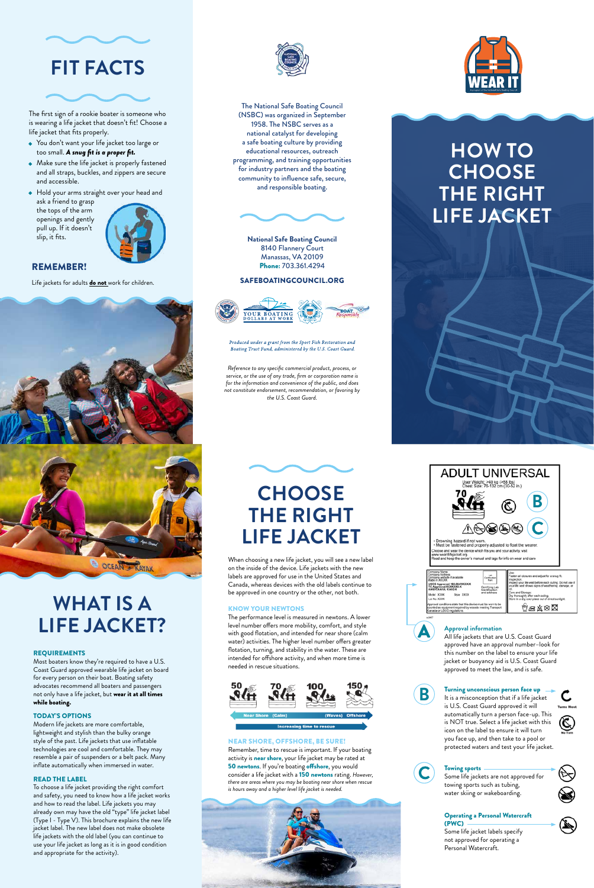# FIT FACTS

The first sign of a rookie boater is someone who is wearing a life jacket that doesn't fit! Choose a life jacket that fits properly.

- You don't want your life jacket too large or too small. ***A snug fit is a proper fit.***
- Make sure the life jacket is properly fastened and all straps, buckles, and zippers are secure and accessible.
- Hold your arms straight over your head and ask a friend to grasp the tops of the arm openings and gently pull up. If it doesn't slip, it fits.

### REMEMBER!

Life jackets for adults **do not** work for children.

# WHAT IS A LIFE JACKET?

### REQUIREMENTS

Most boaters know they're required to have a U.S. Coast Guard approved wearable life jacket on board for every person on their boat. Boating safety advocates recommend all boaters and passengers not only have a life jacket, but **wear it at all times while boating.**

### TODAY'S OPTIONS

Modern life jackets are more comfortable, lightweight and stylish than the bulky orange style of the past. Life jackets that use inflatable technologies are cool and comfortable. They may resemble a pair of suspenders or a belt pack. Many inflate automatically when immersed in water.

### READ THE LABEL

To choose a life jacket providing the right comfort and safety, you need to know how a life jacket works and how to read the label. Life jackets you may already own may have the old "type" life jacket label (Type I - Type V). This brochure explains the new life jacket label. The new label does not make obsolete life jackets with the old label (you can continue to use your life jacket as long as it is in good condition and appropriate for the activity).

The National Safe Boating Council (NSBC) was organized in September 1958. The NSBC serves as a national catalyst for developing a safe boating culture by providing educational resources, outreach programming, and training opportunities for industry partners and the boating community to influence safe, secure, and responsible boating.

**National Safe Boating Council**
8140 Flannery Court
Manassas, VA 20109
**Phone:** 703.361.4294

**SAFEBOATINGCOUNCIL.ORG**

*Produced under a grant from the Sport Fish Restoration and Boating Trust Fund, administered by the U.S. Coast Guard.*

*Reference to any specific commercial product, process, or service, or the use of any trade, firm or corporation name is for the information and convenience of the public, and does not constitute endorsement, recommendation, or favoring by the U.S. Coast Guard.*

# CHOOSE THE RIGHT LIFE JACKET

When choosing a new life jacket, you will see a new label on the inside of the device. Life jackets with the new labels are approved for use in the United States and Canada, whereas devices with the old labels continue to be approved in one country or the other, not both.

### KNOW YOUR NEWTONS

The performance level is measured in newtons. A lower level number offers more mobility, comfort, and style with good flotation, and intended for near shore (calm water) activities. The higher level number offers greater flotation, turning, and stability in the water. These are intended for offshore activity, and when more time is needed in rescue situations.

50 | 70 | 100 | 150

Near Shore (Calm) — (Waves) Offshore

Increasing time to rescue

### NEAR SHORE, OFFSHORE, BE SURE!

Remember, time to rescue is important. If your boating activity is **near shore**, your life jacket may be rated at **50 newtons**. If you're boating **offshore**, you would consider a life jacket with a **150 newtons** rating. *However, there are areas where you may be boating near shore when rescue is hours away and a higher level life jacket is needed.*

WEAR IT

# HOW TO CHOOSE THE RIGHT LIFE JACKET

ADULT UNIVERSAL

User Weight: >40 kg (>88 lbs)
Chest Size: 76-132 cm (30-52 in.)

- Drowning hazard if not worn.
- Must be fastened and properly adjusted to float the wearer.

Choose and wear the device which fits you and your activity. visit www.wearitlifejacket.org
Read and keep the owner's manual and tags for info on wear and care

**A** **Approval information**
All life jackets that are U.S. Coast Guard approved have an approval number–look for this number on the label to ensure your life jacket or buoyancy aid is U.S. Coast Guard approved to meet the law, and is safe.

**B** **Turning unconscious person face up**
It is a misconception that if a life jacket is U.S. Coast Guard approved it will automatically turn a person face-up. This is NOT true. Select a life jacket with this icon on the label to ensure it will turn you face up, and then take to a pool or protected waters and test your life jacket.

Turns Most | No Turn

**C** **Towing sports**
Some life jackets are not approved for towing sports such as tubing, water skiing or wakeboarding.

**Operating a Personal Watercraft (PWC)**
Some life jacket labels specify not approved for operating a Personal Watercraft.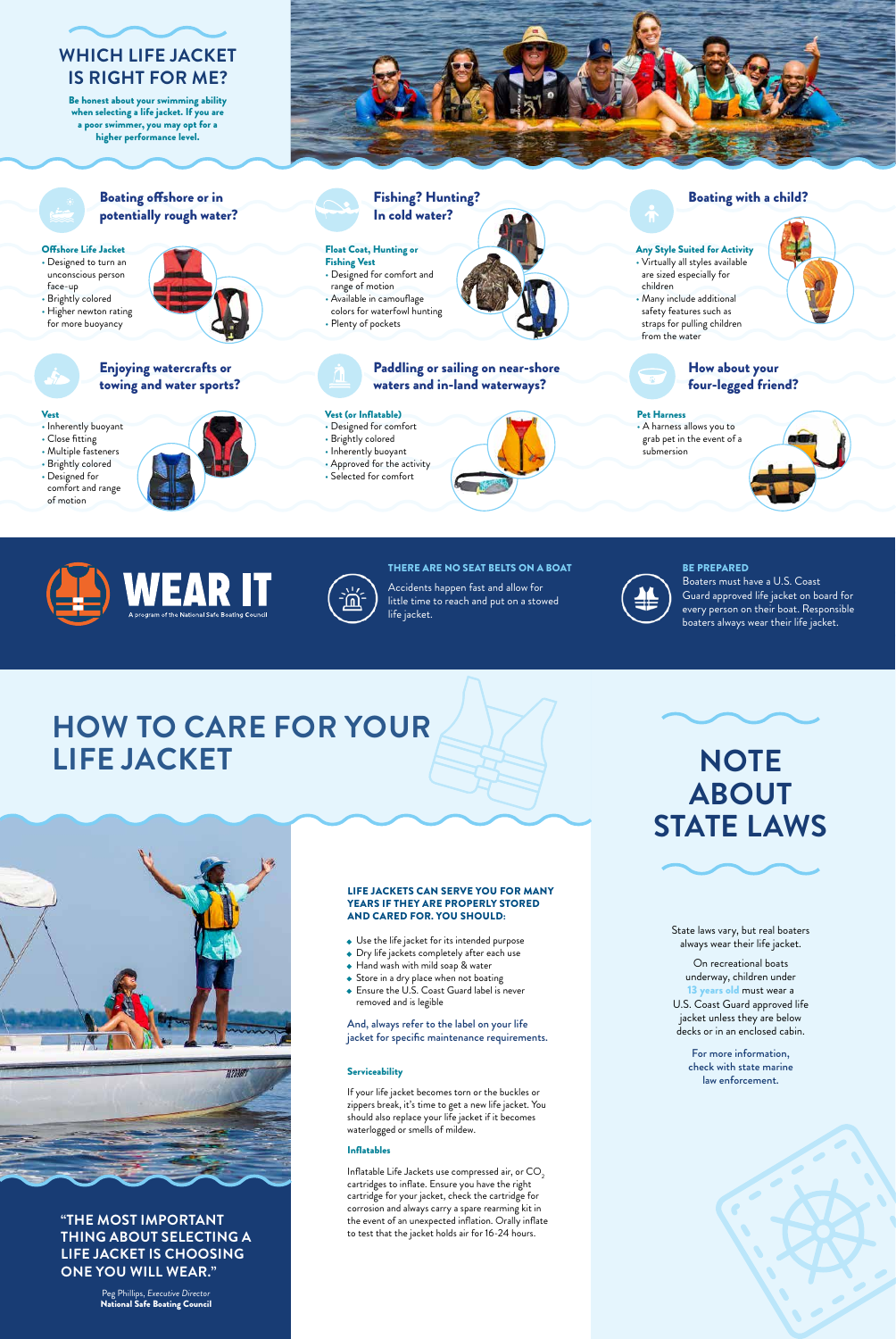# WHICH LIFE JACKET IS RIGHT FOR ME?

**Be honest about your swimming ability when selecting a life jacket. If you are a poor swimmer, you may opt for a higher performance level.**

## Boating offshore or in potentially rough water?

**Offshore Life Jacket**

- Designed to turn an unconscious person face-up
- Brightly colored
- Higher newton rating for more buoyancy

## Fishing? Hunting? In cold water?

**Float Coat, Hunting or Fishing Vest**

- Designed for comfort and range of motion
- Available in camouflage colors for waterfowl hunting
- Plenty of pockets

## Boating with a child?

**Any Style Suited for Activity**

- Virtually all styles available are sized especially for children
- Many include additional safety features such as straps for pulling children from the water

## Enjoying watercrafts or towing and water sports?

**Vest**

- Inherently buoyant
- Close fitting
- Multiple fasteners
- Brightly colored
- Designed for comfort and range of motion

## Paddling or sailing on near-shore waters and in-land waterways?

**Vest (or Inflatable)**

- Designed for comfort
- Brightly colored
- Inherently buoyant
- Approved for the activity
- Selected for comfort

## How about your four-legged friend?

**Pet Harness**

- A harness allows you to grab pet in the event of a submersion

**WEAR IT**
A program of the National Safe Boating Council

### THERE ARE NO SEAT BELTS ON A BOAT

Accidents happen fast and allow for little time to reach and put on a stowed life jacket.

### BE PREPARED

Boaters must have a U.S. Coast Guard approved life jacket on board for every person on their boat. Responsible boaters always wear their life jacket.

# HOW TO CARE FOR YOUR LIFE JACKET

### LIFE JACKETS CAN SERVE YOU FOR MANY YEARS IF THEY ARE PROPERLY STORED AND CARED FOR. YOU SHOULD:

- Use the life jacket for its intended purpose
- Dry life jackets completely after each use
- Hand wash with mild soap & water
- Store in a dry place when not boating
- Ensure the U.S. Coast Guard label is never removed and is legible

And, always refer to the label on your life jacket for specific maintenance requirements.

#### Serviceability

If your life jacket becomes torn or the buckles or zippers break, it's time to get a new life jacket. You should also replace your life jacket if it becomes waterlogged or smells of mildew.

#### Inflatables

Inflatable Life Jackets use compressed air, or $CO_2$ cartridges to inflate. Ensure you have the right cartridge for your jacket, check the cartridge for corrosion and always carry a spare rearming kit in the event of an unexpected inflation. Orally inflate to test that the jacket holds air for 16-24 hours.

**"THE MOST IMPORTANT THING ABOUT SELECTING A LIFE JACKET IS CHOOSING ONE YOU WILL WEAR."**

Peg Phillips, *Executive Director*
**National Safe Boating Council**

# NOTE ABOUT STATE LAWS

State laws vary, but real boaters always wear their life jacket.

On recreational boats underway, children under 13 years old must wear a U.S. Coast Guard approved life jacket unless they are below decks or in an enclosed cabin.

For more information, check with state marine law enforcement.